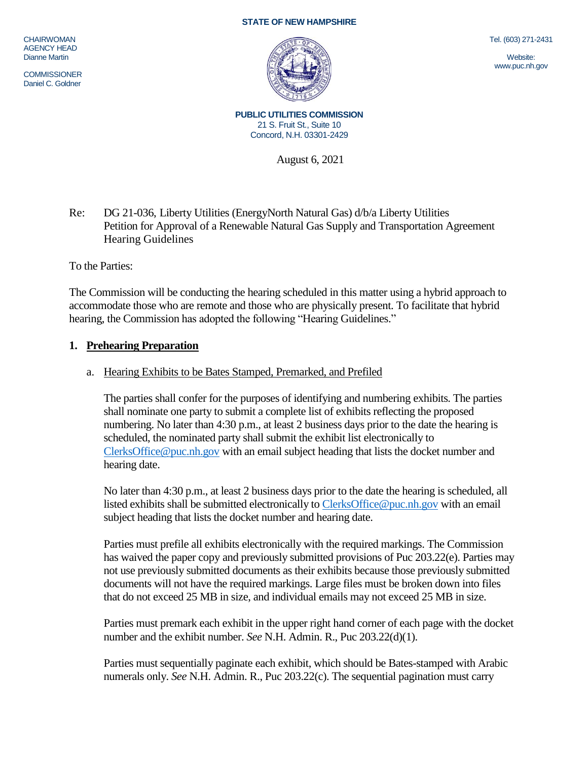STATE OF NEW HAMPSHIRE

CHAIRWOMAN
AGENCY HEAD
Dianne Martin

COMMISSIONER
Daniel C. Goldner

Tel. (603) 271-2431

Website:
www.puc.nh.gov

**PUBLIC UTILITIES COMMISSION**
21 S. Fruit St., Suite 10
Concord, N.H. 03301-2429

August 6, 2021

Re: DG 21-036, Liberty Utilities (EnergyNorth Natural Gas) d/b/a Liberty Utilities
Petition for Approval of a Renewable Natural Gas Supply and Transportation Agreement
Hearing Guidelines

To the Parties:

The Commission will be conducting the hearing scheduled in this matter using a hybrid approach to accommodate those who are remote and those who are physically present. To facilitate that hybrid hearing, the Commission has adopted the following "Hearing Guidelines."

## 1. Prehearing Preparation

a. Hearing Exhibits to be Bates Stamped, Premarked, and Prefiled

The parties shall confer for the purposes of identifying and numbering exhibits. The parties shall nominate one party to submit a complete list of exhibits reflecting the proposed numbering. No later than 4:30 p.m., at least 2 business days prior to the date the hearing is scheduled, the nominated party shall submit the exhibit list electronically to ClerksOffice@puc.nh.gov with an email subject heading that lists the docket number and hearing date.

No later than 4:30 p.m., at least 2 business days prior to the date the hearing is scheduled, all listed exhibits shall be submitted electronically to ClerksOffice@puc.nh.gov with an email subject heading that lists the docket number and hearing date.

Parties must prefile all exhibits electronically with the required markings. The Commission has waived the paper copy and previously submitted provisions of Puc 203.22(e). Parties may not use previously submitted documents as their exhibits because those previously submitted documents will not have the required markings. Large files must be broken down into files that do not exceed 25 MB in size, and individual emails may not exceed 25 MB in size.

Parties must premark each exhibit in the upper right hand corner of each page with the docket number and the exhibit number. *See* N.H. Admin. R., Puc 203.22(d)(1).

Parties must sequentially paginate each exhibit, which should be Bates-stamped with Arabic numerals only. *See* N.H. Admin. R., Puc 203.22(c). The sequential pagination must carry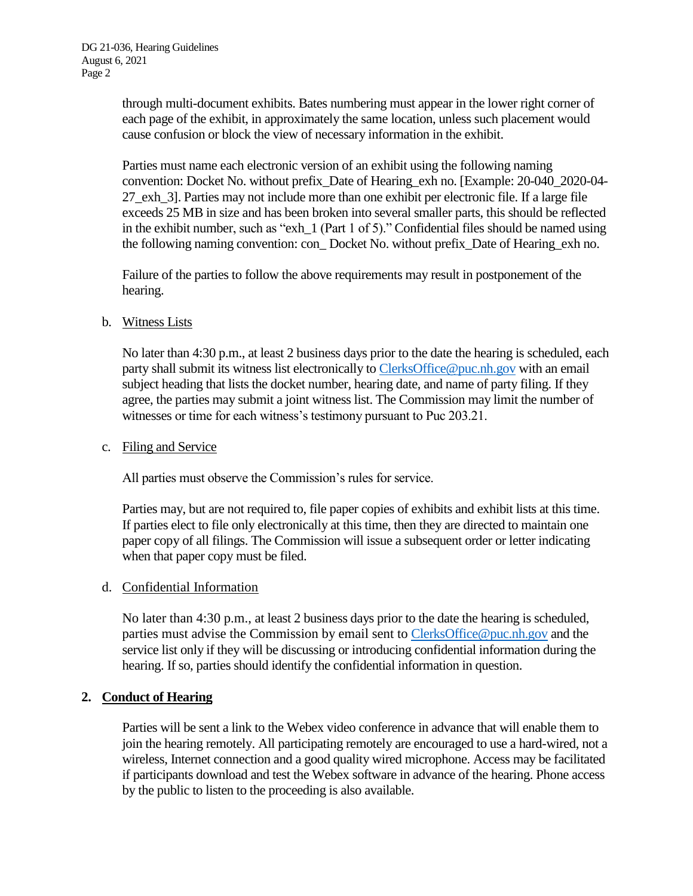through multi-document exhibits. Bates numbering must appear in the lower right corner of each page of the exhibit, in approximately the same location, unless such placement would cause confusion or block the view of necessary information in the exhibit.

Parties must name each electronic version of an exhibit using the following naming convention: Docket No. without prefix_Date of Hearing_exh no. [Example: 20-040_2020-04-27_exh_3]. Parties may not include more than one exhibit per electronic file. If a large file exceeds 25 MB in size and has been broken into several smaller parts, this should be reflected in the exhibit number, such as "exh_1 (Part 1 of 5)." Confidential files should be named using the following naming convention: con_ Docket No. without prefix_Date of Hearing_exh no.

Failure of the parties to follow the above requirements may result in postponement of the hearing.

b. Witness Lists

No later than 4:30 p.m., at least 2 business days prior to the date the hearing is scheduled, each party shall submit its witness list electronically to ClerksOffice@puc.nh.gov with an email subject heading that lists the docket number, hearing date, and name of party filing. If they agree, the parties may submit a joint witness list. The Commission may limit the number of witnesses or time for each witness's testimony pursuant to Puc 203.21.

c. Filing and Service

All parties must observe the Commission's rules for service.

Parties may, but are not required to, file paper copies of exhibits and exhibit lists at this time. If parties elect to file only electronically at this time, then they are directed to maintain one paper copy of all filings. The Commission will issue a subsequent order or letter indicating when that paper copy must be filed.

d. Confidential Information

No later than 4:30 p.m., at least 2 business days prior to the date the hearing is scheduled, parties must advise the Commission by email sent to ClerksOffice@puc.nh.gov and the service list only if they will be discussing or introducing confidential information during the hearing. If so, parties should identify the confidential information in question.

## 2. Conduct of Hearing

Parties will be sent a link to the Webex video conference in advance that will enable them to join the hearing remotely. All participating remotely are encouraged to use a hard-wired, not a wireless, Internet connection and a good quality wired microphone. Access may be facilitated if participants download and test the Webex software in advance of the hearing. Phone access by the public to listen to the proceeding is also available.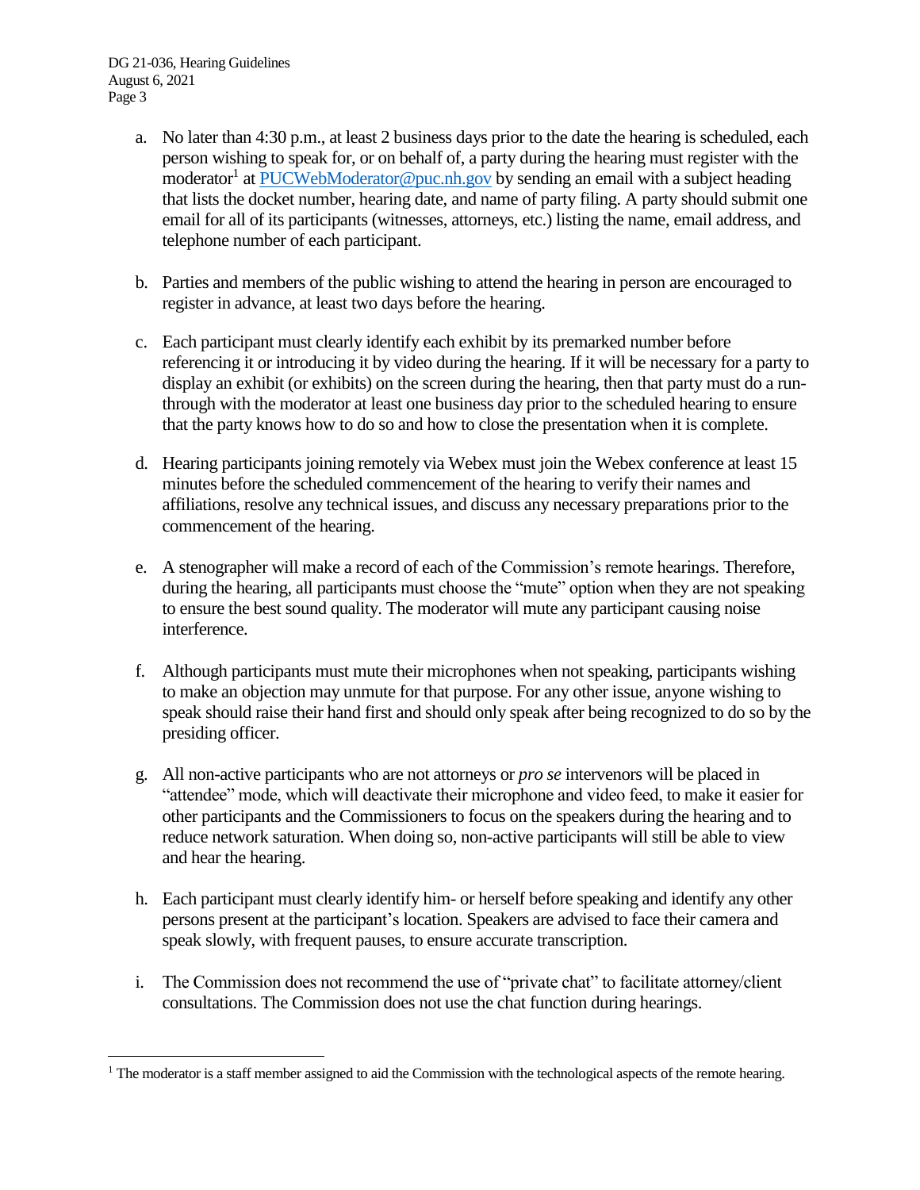a. No later than 4:30 p.m., at least 2 business days prior to the date the hearing is scheduled, each person wishing to speak for, or on behalf of, a party during the hearing must register with the moderator[1] at PUCWebModerator@puc.nh.gov by sending an email with a subject heading that lists the docket number, hearing date, and name of party filing. A party should submit one email for all of its participants (witnesses, attorneys, etc.) listing the name, email address, and telephone number of each participant.

b. Parties and members of the public wishing to attend the hearing in person are encouraged to register in advance, at least two days before the hearing.

c. Each participant must clearly identify each exhibit by its premarked number before referencing it or introducing it by video during the hearing. If it will be necessary for a party to display an exhibit (or exhibits) on the screen during the hearing, then that party must do a run-through with the moderator at least one business day prior to the scheduled hearing to ensure that the party knows how to do so and how to close the presentation when it is complete.

d. Hearing participants joining remotely via Webex must join the Webex conference at least 15 minutes before the scheduled commencement of the hearing to verify their names and affiliations, resolve any technical issues, and discuss any necessary preparations prior to the commencement of the hearing.

e. A stenographer will make a record of each of the Commission's remote hearings. Therefore, during the hearing, all participants must choose the "mute" option when they are not speaking to ensure the best sound quality. The moderator will mute any participant causing noise interference.

f. Although participants must mute their microphones when not speaking, participants wishing to make an objection may unmute for that purpose. For any other issue, anyone wishing to speak should raise their hand first and should only speak after being recognized to do so by the presiding officer.

g. All non-active participants who are not attorneys or *pro se* intervenors will be placed in "attendee" mode, which will deactivate their microphone and video feed, to make it easier for other participants and the Commissioners to focus on the speakers during the hearing and to reduce network saturation. When doing so, non-active participants will still be able to view and hear the hearing.

h. Each participant must clearly identify him- or herself before speaking and identify any other persons present at the participant's location. Speakers are advised to face their camera and speak slowly, with frequent pauses, to ensure accurate transcription.

i. The Commission does not recommend the use of "private chat" to facilitate attorney/client consultations. The Commission does not use the chat function during hearings.

---

[1] The moderator is a staff member assigned to aid the Commission with the technological aspects of the remote hearing.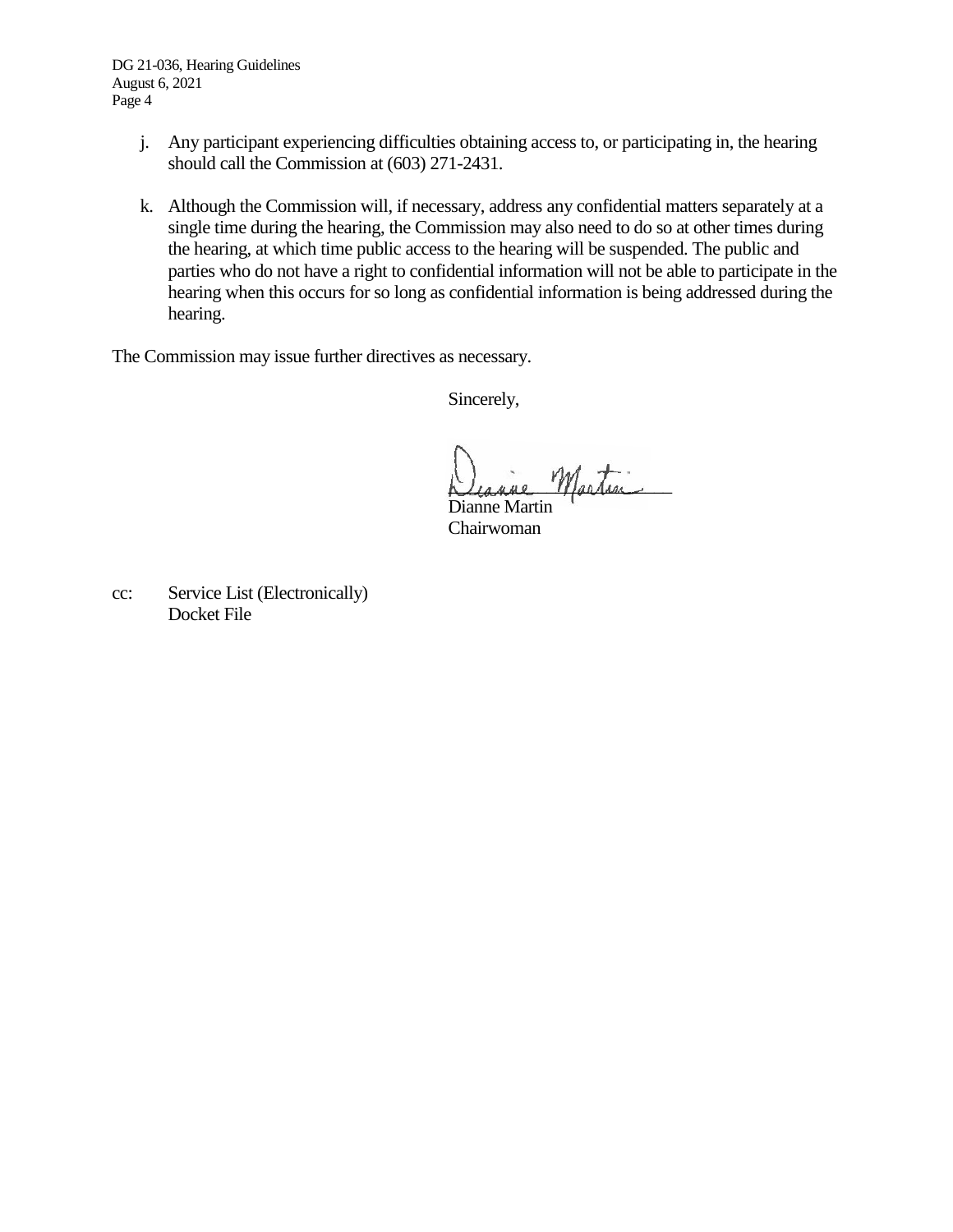j. Any participant experiencing difficulties obtaining access to, or participating in, the hearing should call the Commission at (603) 271-2431.

k. Although the Commission will, if necessary, address any confidential matters separately at a single time during the hearing, the Commission may also need to do so at other times during the hearing, at which time public access to the hearing will be suspended. The public and parties who do not have a right to confidential information will not be able to participate in the hearing when this occurs for so long as confidential information is being addressed during the hearing.

The Commission may issue further directives as necessary.

Sincerely,

Dianne Martin
Chairwoman

cc: Service List (Electronically)
Docket File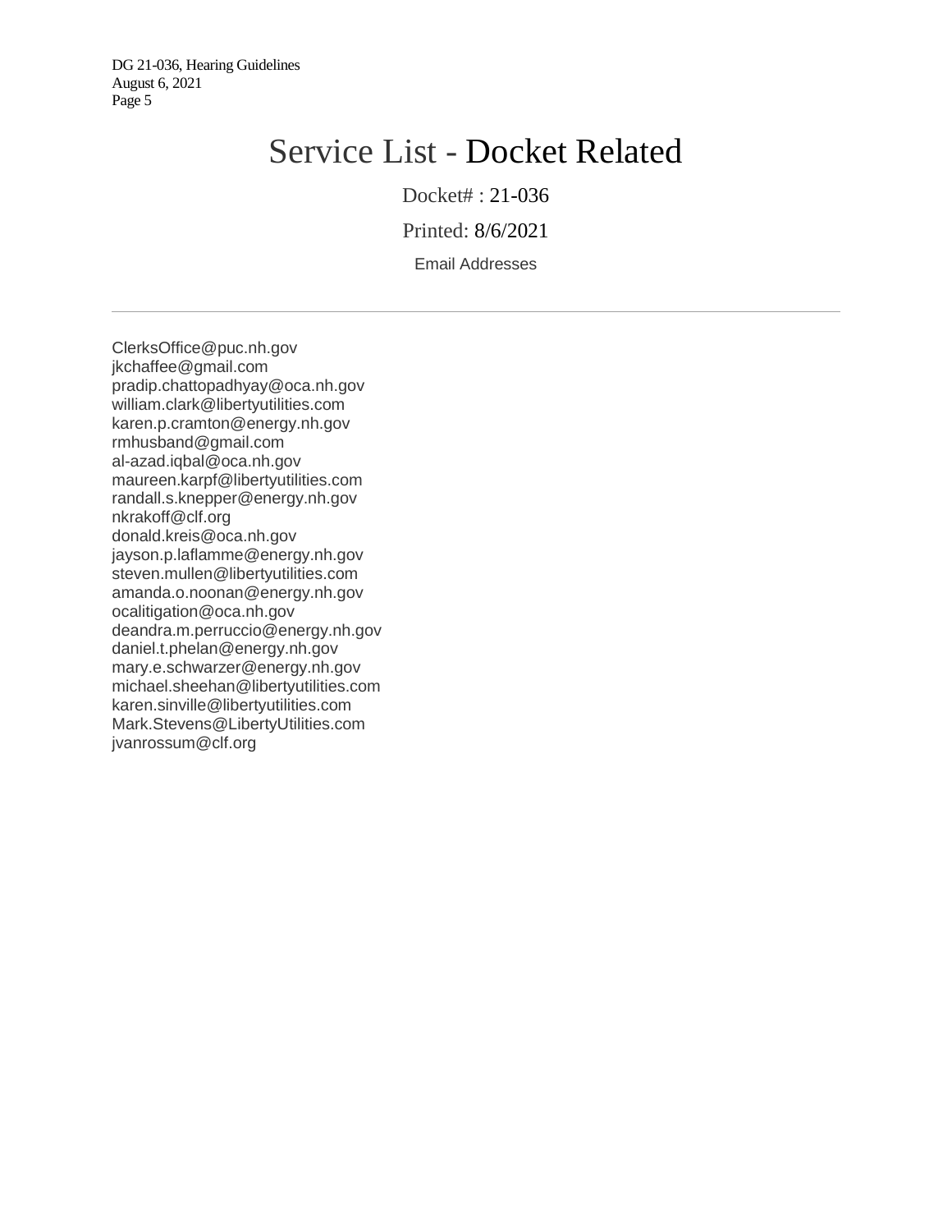# Service List - Docket Related

Docket# : 21-036

Printed: 8/6/2021

Email Addresses

---

ClerksOffice@puc.nh.gov
jkchaffee@gmail.com
pradip.chattopadhyay@oca.nh.gov
william.clark@libertyutilities.com
karen.p.cramton@energy.nh.gov
rmhusband@gmail.com
al-azad.iqbal@oca.nh.gov
maureen.karpf@libertyutilities.com
randall.s.knepper@energy.nh.gov
nkrakoff@clf.org
donald.kreis@oca.nh.gov
jayson.p.laflamme@energy.nh.gov
steven.mullen@libertyutilities.com
amanda.o.noonan@energy.nh.gov
ocalitigation@oca.nh.gov
deandra.m.perruccio@energy.nh.gov
daniel.t.phelan@energy.nh.gov
mary.e.schwarzer@energy.nh.gov
michael.sheehan@libertyutilities.com
karen.sinville@libertyutilities.com
Mark.Stevens@LibertyUtilities.com
jvanrossum@clf.org